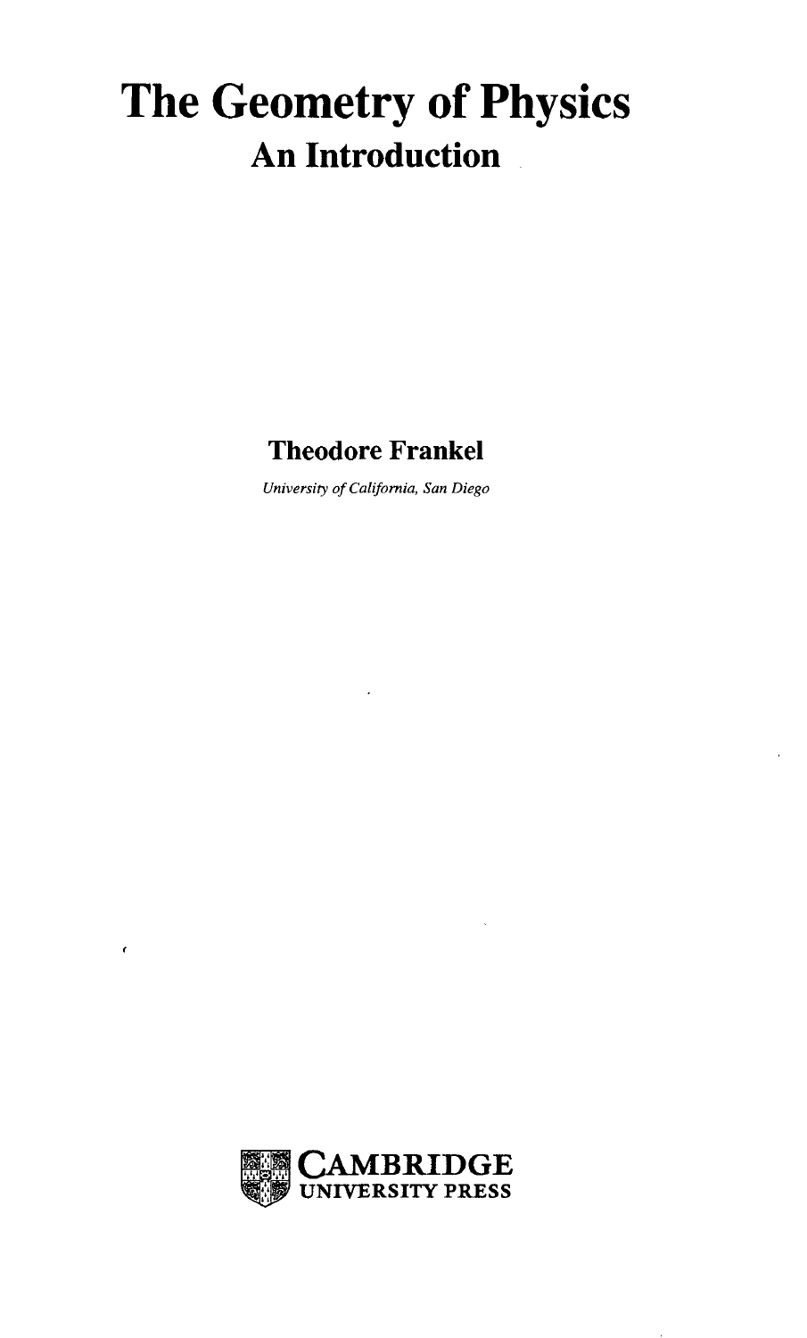# The Geometry of Physics

## An Introduction

**Theodore Frankel**

*University of California, San Diego*

CAMBRIDGE
UNIVERSITY PRESS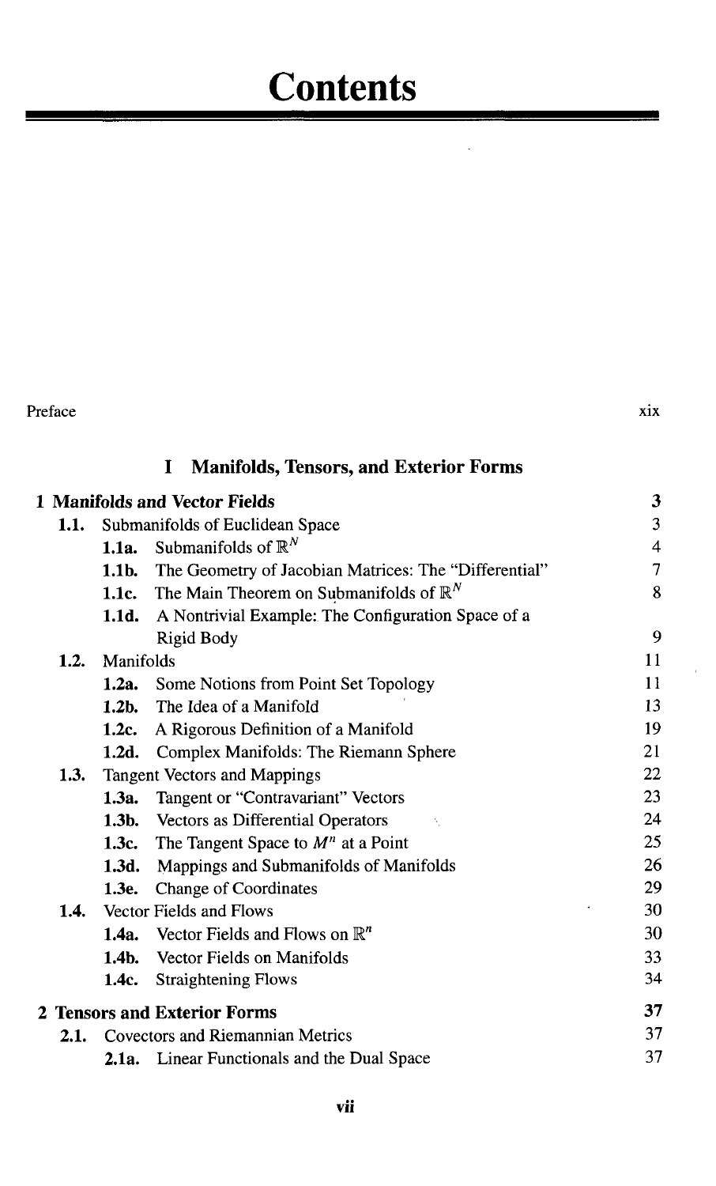# Contents

Preface xix

## I Manifolds, Tensors, and Exterior Forms

**1 Manifolds and Vector Fields** **3**

- **1.1.** Submanifolds of Euclidean Space 3
  - **1.1a.** Submanifolds of $\mathbb{R}^N$ 4
  - **1.1b.** The Geometry of Jacobian Matrices: The "Differential" 7
  - **1.1c.** The Main Theorem on Submanifolds of $\mathbb{R}^N$ 8
  - **1.1d.** A Nontrivial Example: The Configuration Space of a Rigid Body 9
- **1.2.** Manifolds 11
  - **1.2a.** Some Notions from Point Set Topology 11
  - **1.2b.** The Idea of a Manifold 13
  - **1.2c.** A Rigorous Definition of a Manifold 19
  - **1.2d.** Complex Manifolds: The Riemann Sphere 21
- **1.3.** Tangent Vectors and Mappings 22
  - **1.3a.** Tangent or "Contravariant" Vectors 23
  - **1.3b.** Vectors as Differential Operators 24
  - **1.3c.** The Tangent Space to $M^n$ at a Point 25
  - **1.3d.** Mappings and Submanifolds of Manifolds 26
  - **1.3e.** Change of Coordinates 29
- **1.4.** Vector Fields and Flows 30
  - **1.4a.** Vector Fields and Flows on $\mathbb{R}^n$ 30
  - **1.4b.** Vector Fields on Manifolds 33
  - **1.4c.** Straightening Flows 34

**2 Tensors and Exterior Forms** **37**

- **2.1.** Covectors and Riemannian Metrics 37
  - **2.1a.** Linear Functionals and the Dual Space 37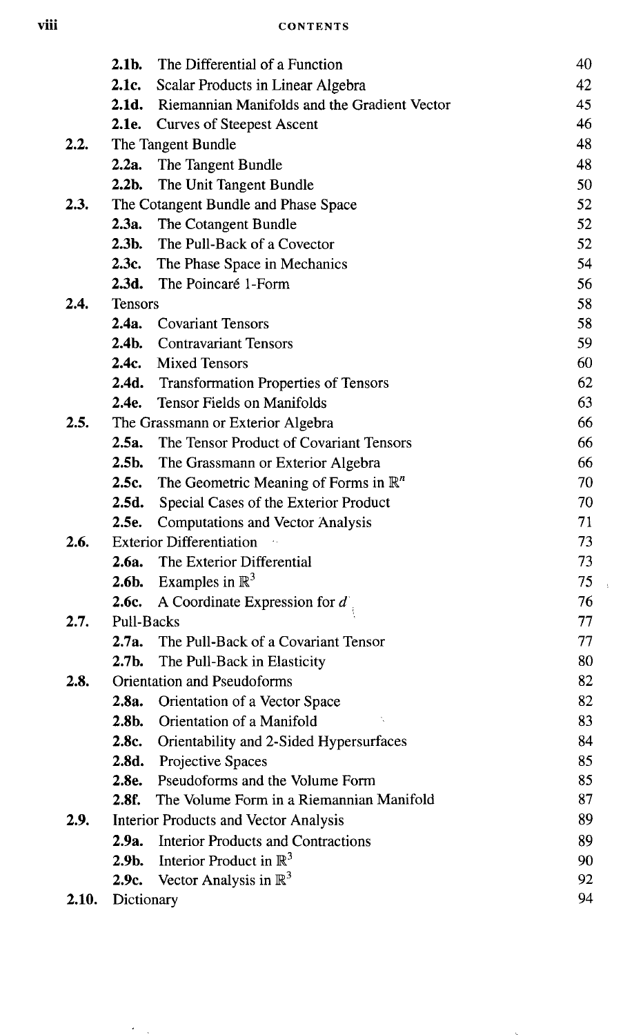| | | |
|---|---|---|
| | **2.1b.** The Differential of a Function | 40 |
| | **2.1c.** Scalar Products in Linear Algebra | 42 |
| | **2.1d.** Riemannian Manifolds and the Gradient Vector | 45 |
| | **2.1e.** Curves of Steepest Ascent | 46 |
| **2.2.** | The Tangent Bundle | 48 |
| | **2.2a.** The Tangent Bundle | 48 |
| | **2.2b.** The Unit Tangent Bundle | 50 |
| **2.3.** | The Cotangent Bundle and Phase Space | 52 |
| | **2.3a.** The Cotangent Bundle | 52 |
| | **2.3b.** The Pull-Back of a Covector | 52 |
| | **2.3c.** The Phase Space in Mechanics | 54 |
| | **2.3d.** The Poincaré 1-Form | 56 |
| **2.4.** | Tensors | 58 |
| | **2.4a.** Covariant Tensors | 58 |
| | **2.4b.** Contravariant Tensors | 59 |
| | **2.4c.** Mixed Tensors | 60 |
| | **2.4d.** Transformation Properties of Tensors | 62 |
| | **2.4e.** Tensor Fields on Manifolds | 63 |
| **2.5.** | The Grassmann or Exterior Algebra | 66 |
| | **2.5a.** The Tensor Product of Covariant Tensors | 66 |
| | **2.5b.** The Grassmann or Exterior Algebra | 66 |
| | **2.5c.** The Geometric Meaning of Forms in $\mathbb{R}^n$ | 70 |
| | **2.5d.** Special Cases of the Exterior Product | 70 |
| | **2.5e.** Computations and Vector Analysis | 71 |
| **2.6.** | Exterior Differentiation | 73 |
| | **2.6a.** The Exterior Differential | 73 |
| | **2.6b.** Examples in $\mathbb{R}^3$ | 75 |
| | **2.6c.** A Coordinate Expression for $d$ | 76 |
| **2.7.** | Pull-Backs | 77 |
| | **2.7a.** The Pull-Back of a Covariant Tensor | 77 |
| | **2.7b.** The Pull-Back in Elasticity | 80 |
| **2.8.** | Orientation and Pseudoforms | 82 |
| | **2.8a.** Orientation of a Vector Space | 82 |
| | **2.8b.** Orientation of a Manifold | 83 |
| | **2.8c.** Orientability and 2-Sided Hypersurfaces | 84 |
| | **2.8d.** Projective Spaces | 85 |
| | **2.8e.** Pseudoforms and the Volume Form | 85 |
| | **2.8f.** The Volume Form in a Riemannian Manifold | 87 |
| **2.9.** | Interior Products and Vector Analysis | 89 |
| | **2.9a.** Interior Products and Contractions | 89 |
| | **2.9b.** Interior Product in $\mathbb{R}^3$ | 90 |
| | **2.9c.** Vector Analysis in $\mathbb{R}^3$ | 92 |
| **2.10.** | Dictionary | 94 |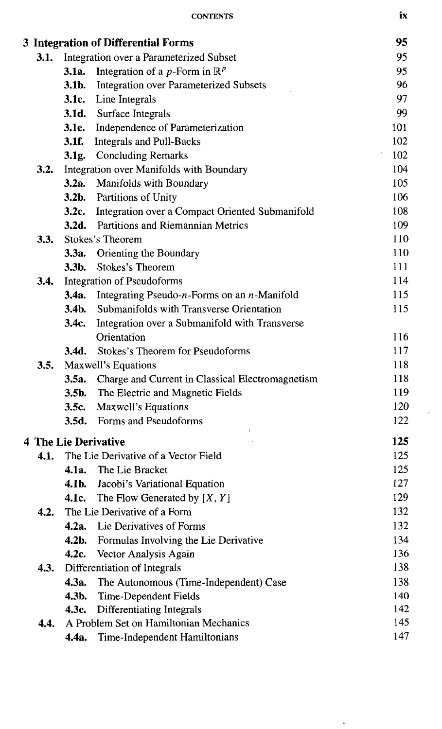| | | |
|---|---|---|
| **3 Integration of Differential Forms** | | **95** |
| **3.1.** | Integration over a Parameterized Subset | 95 |
| | **3.1a.** Integration of a $p$-Form in $\mathbb{R}^p$ | 95 |
| | **3.1b.** Integration over Parameterized Subsets | 96 |
| | **3.1c.** Line Integrals | 97 |
| | **3.1d.** Surface Integrals | 99 |
| | **3.1e.** Independence of Parameterization | 101 |
| | **3.1f.** Integrals and Pull-Backs | 102 |
| | **3.1g.** Concluding Remarks | 102 |
| **3.2.** | Integration over Manifolds with Boundary | 104 |
| | **3.2a.** Manifolds with Boundary | 105 |
| | **3.2b.** Partitions of Unity | 106 |
| | **3.2c.** Integration over a Compact Oriented Submanifold | 108 |
| | **3.2d.** Partitions and Riemannian Metrics | 109 |
| **3.3.** | Stokes's Theorem | 110 |
| | **3.3a.** Orienting the Boundary | 110 |
| | **3.3b.** Stokes's Theorem | 111 |
| **3.4.** | Integration of Pseudoforms | 114 |
| | **3.4a.** Integrating Pseudo-$n$-Forms on an $n$-Manifold | 115 |
| | **3.4b.** Submanifolds with Transverse Orientation | 115 |
| | **3.4c.** Integration over a Submanifold with Transverse Orientation | 116 |
| | **3.4d.** Stokes's Theorem for Pseudoforms | 117 |
| **3.5.** | Maxwell's Equations | 118 |
| | **3.5a.** Charge and Current in Classical Electromagnetism | 118 |
| | **3.5b.** The Electric and Magnetic Fields | 119 |
| | **3.5c.** Maxwell's Equations | 120 |
| | **3.5d.** Forms and Pseudoforms | 122 |
| **4 The Lie Derivative** | | **125** |
| **4.1.** | The Lie Derivative of a Vector Field | 125 |
| | **4.1a.** The Lie Bracket | 125 |
| | **4.1b.** Jacobi's Variational Equation | 127 |
| | **4.1c.** The Flow Generated by $[X, Y]$ | 129 |
| **4.2.** | The Lie Derivative of a Form | 132 |
| | **4.2a.** Lie Derivatives of Forms | 132 |
| | **4.2b.** Formulas Involving the Lie Derivative | 134 |
| | **4.2c.** Vector Analysis Again | 136 |
| **4.3.** | Differentiation of Integrals | 138 |
| | **4.3a.** The Autonomous (Time-Independent) Case | 138 |
| | **4.3b.** Time-Dependent Fields | 140 |
| | **4.3c.** Differentiating Integrals | 142 |
| **4.4.** | A Problem Set on Hamiltonian Mechanics | 145 |
| | **4.4a.** Time-Independent Hamiltonians | 147 |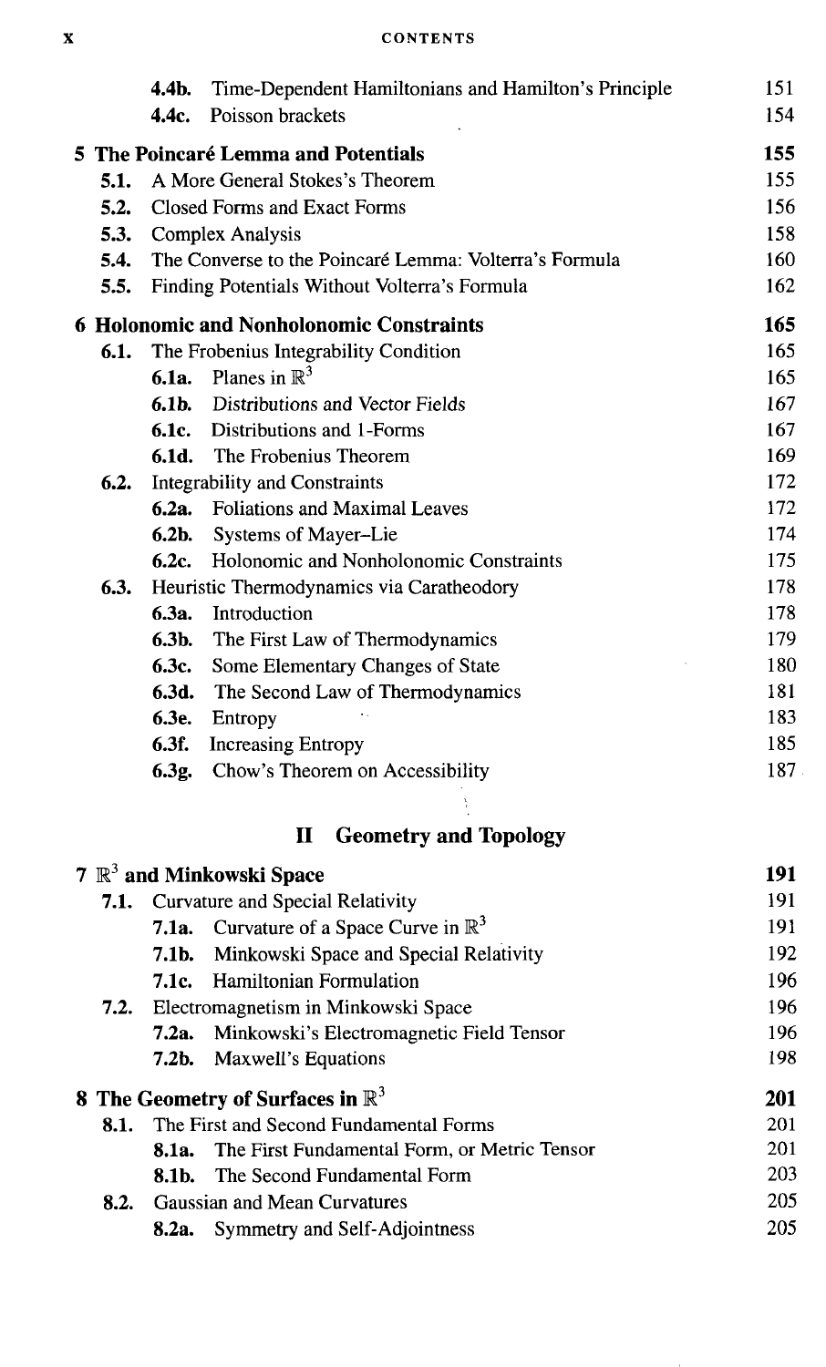| | | | |
|---|---|---|---|
| | **4.4b.** | Time-Dependent Hamiltonians and Hamilton's Principle | 151 |
| | **4.4c.** | Poisson brackets | 154 |
| **5 The Poincaré Lemma and Potentials** | | | **155** |
| **5.1.** | A More General Stokes's Theorem | | 155 |
| **5.2.** | Closed Forms and Exact Forms | | 156 |
| **5.3.** | Complex Analysis | | 158 |
| **5.4.** | The Converse to the Poincaré Lemma: Volterra's Formula | | 160 |
| **5.5.** | Finding Potentials Without Volterra's Formula | | 162 |
| **6 Holonomic and Nonholonomic Constraints** | | | **165** |
| **6.1.** | The Frobenius Integrability Condition | | 165 |
| | **6.1a.** | Planes in $\mathbb{R}^3$ | 165 |
| | **6.1b.** | Distributions and Vector Fields | 167 |
| | **6.1c.** | Distributions and 1-Forms | 167 |
| | **6.1d.** | The Frobenius Theorem | 169 |
| **6.2.** | Integrability and Constraints | | 172 |
| | **6.2a.** | Foliations and Maximal Leaves | 172 |
| | **6.2b.** | Systems of Mayer–Lie | 174 |
| | **6.2c.** | Holonomic and Nonholonomic Constraints | 175 |
| **6.3.** | Heuristic Thermodynamics via Caratheodory | | 178 |
| | **6.3a.** | Introduction | 178 |
| | **6.3b.** | The First Law of Thermodynamics | 179 |
| | **6.3c.** | Some Elementary Changes of State | 180 |
| | **6.3d.** | The Second Law of Thermodynamics | 181 |
| | **6.3e.** | Entropy | 183 |
| | **6.3f.** | Increasing Entropy | 185 |
| | **6.3g.** | Chow's Theorem on Accessibility | 187 |

## II Geometry and Topology

| | | | |
|---|---|---|---|
| **7 $\mathbb{R}^3$ and Minkowski Space** | | | **191** |
| **7.1.** | Curvature and Special Relativity | | 191 |
| | **7.1a.** | Curvature of a Space Curve in $\mathbb{R}^3$ | 191 |
| | **7.1b.** | Minkowski Space and Special Relativity | 192 |
| | **7.1c.** | Hamiltonian Formulation | 196 |
| **7.2.** | Electromagnetism in Minkowski Space | | 196 |
| | **7.2a.** | Minkowski's Electromagnetic Field Tensor | 196 |
| | **7.2b.** | Maxwell's Equations | 198 |
| **8 The Geometry of Surfaces in $\mathbb{R}^3$** | | | **201** |
| **8.1.** | The First and Second Fundamental Forms | | 201 |
| | **8.1a.** | The First Fundamental Form, or Metric Tensor | 201 |
| | **8.1b.** | The Second Fundamental Form | 203 |
| **8.2.** | Gaussian and Mean Curvatures | | 205 |
| | **8.2a.** | Symmetry and Self-Adjointness | 205 |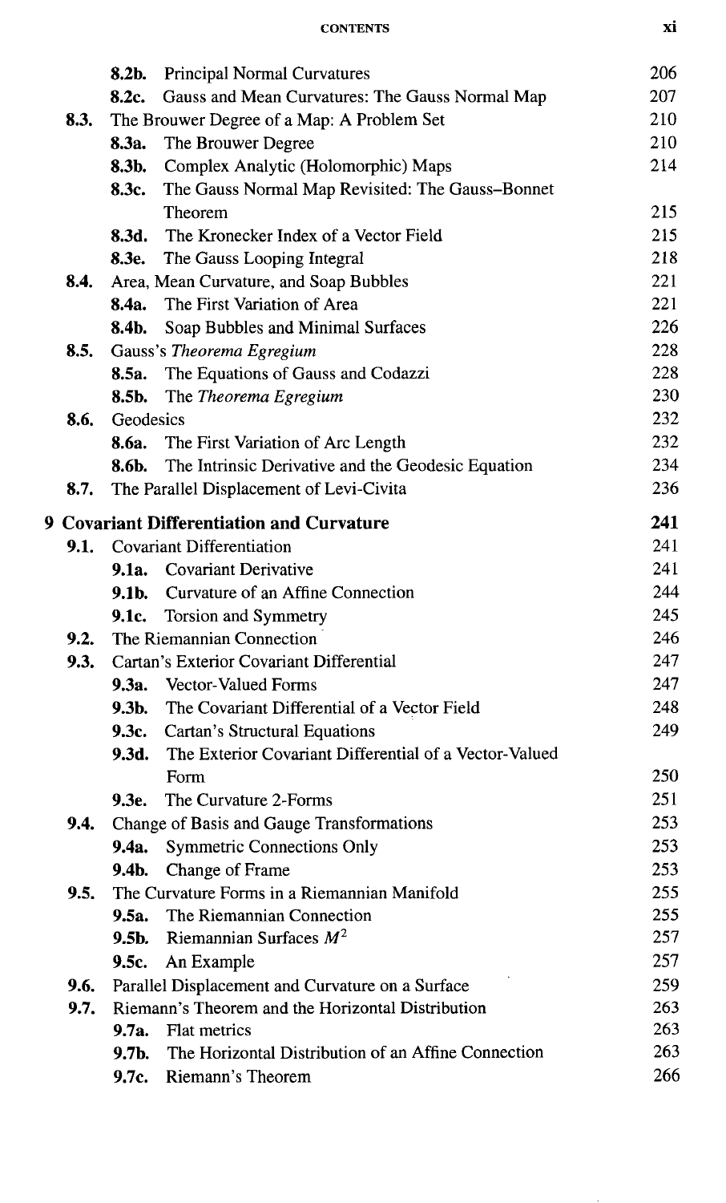| | | |
|---|---|---|
| **8.2b.** | Principal Normal Curvatures | 206 |
| **8.2c.** | Gauss and Mean Curvatures: The Gauss Normal Map | 207 |
| **8.3.** | The Brouwer Degree of a Map: A Problem Set | 210 |
| **8.3a.** | The Brouwer Degree | 210 |
| **8.3b.** | Complex Analytic (Holomorphic) Maps | 214 |
| **8.3c.** | The Gauss Normal Map Revisited: The Gauss–Bonnet Theorem | 215 |
| **8.3d.** | The Kronecker Index of a Vector Field | 215 |
| **8.3e.** | The Gauss Looping Integral | 218 |
| **8.4.** | Area, Mean Curvature, and Soap Bubbles | 221 |
| **8.4a.** | The First Variation of Area | 221 |
| **8.4b.** | Soap Bubbles and Minimal Surfaces | 226 |
| **8.5.** | Gauss's *Theorema Egregium* | 228 |
| **8.5a.** | The Equations of Gauss and Codazzi | 228 |
| **8.5b.** | The *Theorema Egregium* | 230 |
| **8.6.** | Geodesics | 232 |
| **8.6a.** | The First Variation of Arc Length | 232 |
| **8.6b.** | The Intrinsic Derivative and the Geodesic Equation | 234 |
| **8.7.** | The Parallel Displacement of Levi-Civita | 236 |

## 9 Covariant Differentiation and Curvature — 241

| | | |
|---|---|---|
| **9.1.** | Covariant Differentiation | 241 |
| **9.1a.** | Covariant Derivative | 241 |
| **9.1b.** | Curvature of an Affine Connection | 244 |
| **9.1c.** | Torsion and Symmetry | 245 |
| **9.2.** | The Riemannian Connection | 246 |
| **9.3.** | Cartan's Exterior Covariant Differential | 247 |
| **9.3a.** | Vector-Valued Forms | 247 |
| **9.3b.** | The Covariant Differential of a Vector Field | 248 |
| **9.3c.** | Cartan's Structural Equations | 249 |
| **9.3d.** | The Exterior Covariant Differential of a Vector-Valued Form | 250 |
| **9.3e.** | The Curvature 2-Forms | 251 |
| **9.4.** | Change of Basis and Gauge Transformations | 253 |
| **9.4a.** | Symmetric Connections Only | 253 |
| **9.4b.** | Change of Frame | 253 |
| **9.5.** | The Curvature Forms in a Riemannian Manifold | 255 |
| **9.5a.** | The Riemannian Connection | 255 |
| **9.5b.** | Riemannian Surfaces $M^2$ | 257 |
| **9.5c.** | An Example | 257 |
| **9.6.** | Parallel Displacement and Curvature on a Surface | 259 |
| **9.7.** | Riemann's Theorem and the Horizontal Distribution | 263 |
| **9.7a.** | Flat metrics | 263 |
| **9.7b.** | The Horizontal Distribution of an Affine Connection | 263 |
| **9.7c.** | Riemann's Theorem | 266 |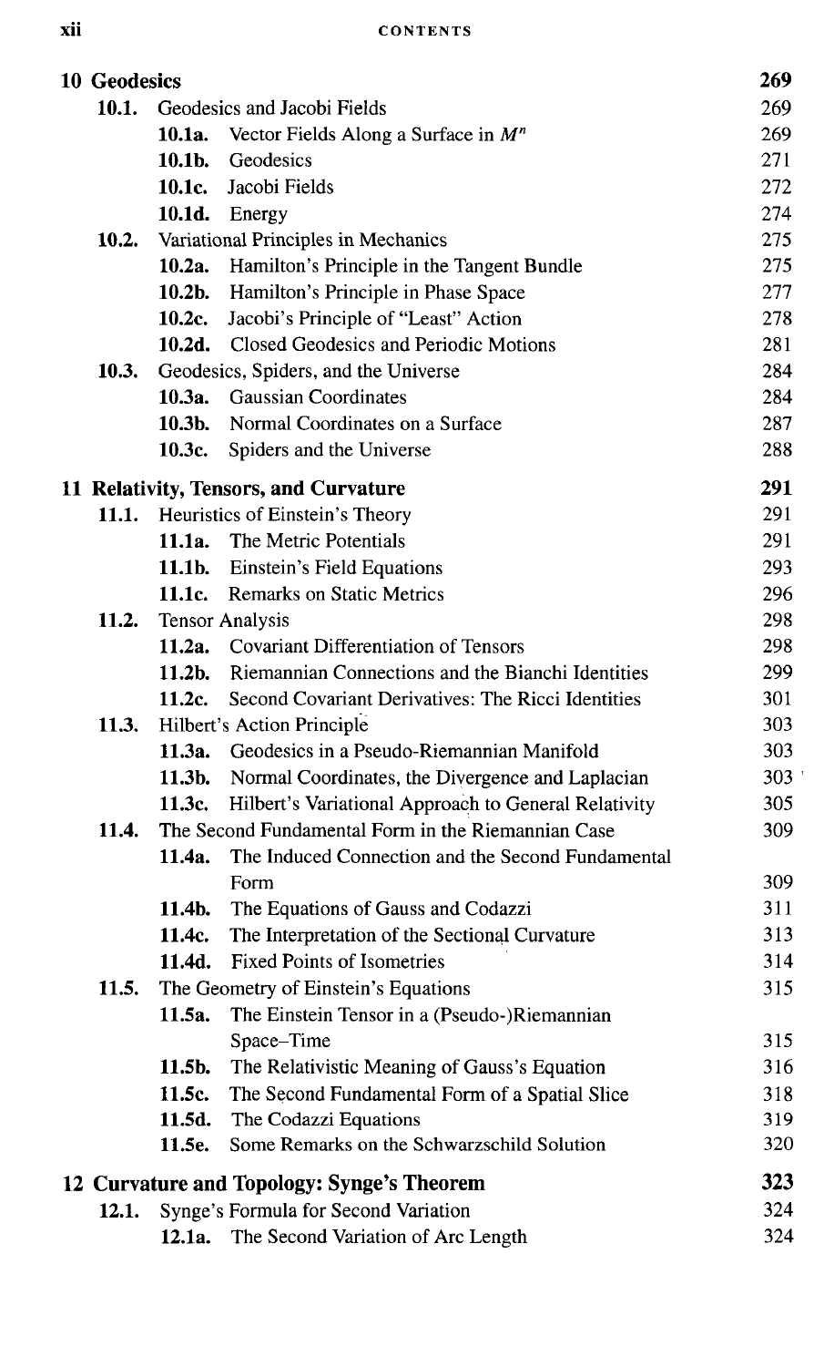| | | | |
|---|---|---|---|
| **10 Geodesics** | | | **269** |
| **10.1.** | Geodesics and Jacobi Fields | | 269 |
| | **10.1a.** | Vector Fields Along a Surface in $M^n$ | 269 |
| | **10.1b.** | Geodesics | 271 |
| | **10.1c.** | Jacobi Fields | 272 |
| | **10.1d.** | Energy | 274 |
| **10.2.** | Variational Principles in Mechanics | | 275 |
| | **10.2a.** | Hamilton's Principle in the Tangent Bundle | 275 |
| | **10.2b.** | Hamilton's Principle in Phase Space | 277 |
| | **10.2c.** | Jacobi's Principle of "Least" Action | 278 |
| | **10.2d.** | Closed Geodesics and Periodic Motions | 281 |
| **10.3.** | Geodesics, Spiders, and the Universe | | 284 |
| | **10.3a.** | Gaussian Coordinates | 284 |
| | **10.3b.** | Normal Coordinates on a Surface | 287 |
| | **10.3c.** | Spiders and the Universe | 288 |
| **11 Relativity, Tensors, and Curvature** | | | **291** |
| **11.1.** | Heuristics of Einstein's Theory | | 291 |
| | **11.1a.** | The Metric Potentials | 291 |
| | **11.1b.** | Einstein's Field Equations | 293 |
| | **11.1c.** | Remarks on Static Metrics | 296 |
| **11.2.** | Tensor Analysis | | 298 |
| | **11.2a.** | Covariant Differentiation of Tensors | 298 |
| | **11.2b.** | Riemannian Connections and the Bianchi Identities | 299 |
| | **11.2c.** | Second Covariant Derivatives: The Ricci Identities | 301 |
| **11.3.** | Hilbert's Action Principle | | 303 |
| | **11.3a.** | Geodesics in a Pseudo-Riemannian Manifold | 303 |
| | **11.3b.** | Normal Coordinates, the Divergence and Laplacian | 303 |
| | **11.3c.** | Hilbert's Variational Approach to General Relativity | 305 |
| **11.4.** | The Second Fundamental Form in the Riemannian Case | | 309 |
| | **11.4a.** | The Induced Connection and the Second Fundamental Form | 309 |
| | **11.4b.** | The Equations of Gauss and Codazzi | 311 |
| | **11.4c.** | The Interpretation of the Sectional Curvature | 313 |
| | **11.4d.** | Fixed Points of Isometries | 314 |
| **11.5.** | The Geometry of Einstein's Equations | | 315 |
| | **11.5a.** | The Einstein Tensor in a (Pseudo-)Riemannian Space–Time | 315 |
| | **11.5b.** | The Relativistic Meaning of Gauss's Equation | 316 |
| | **11.5c.** | The Second Fundamental Form of a Spatial Slice | 318 |
| | **11.5d.** | The Codazzi Equations | 319 |
| | **11.5e.** | Some Remarks on the Schwarzschild Solution | 320 |
| **12 Curvature and Topology: Synge's Theorem** | | | **323** |
| **12.1.** | Synge's Formula for Second Variation | | 324 |
| | **12.1a.** | The Second Variation of Arc Length | 324 |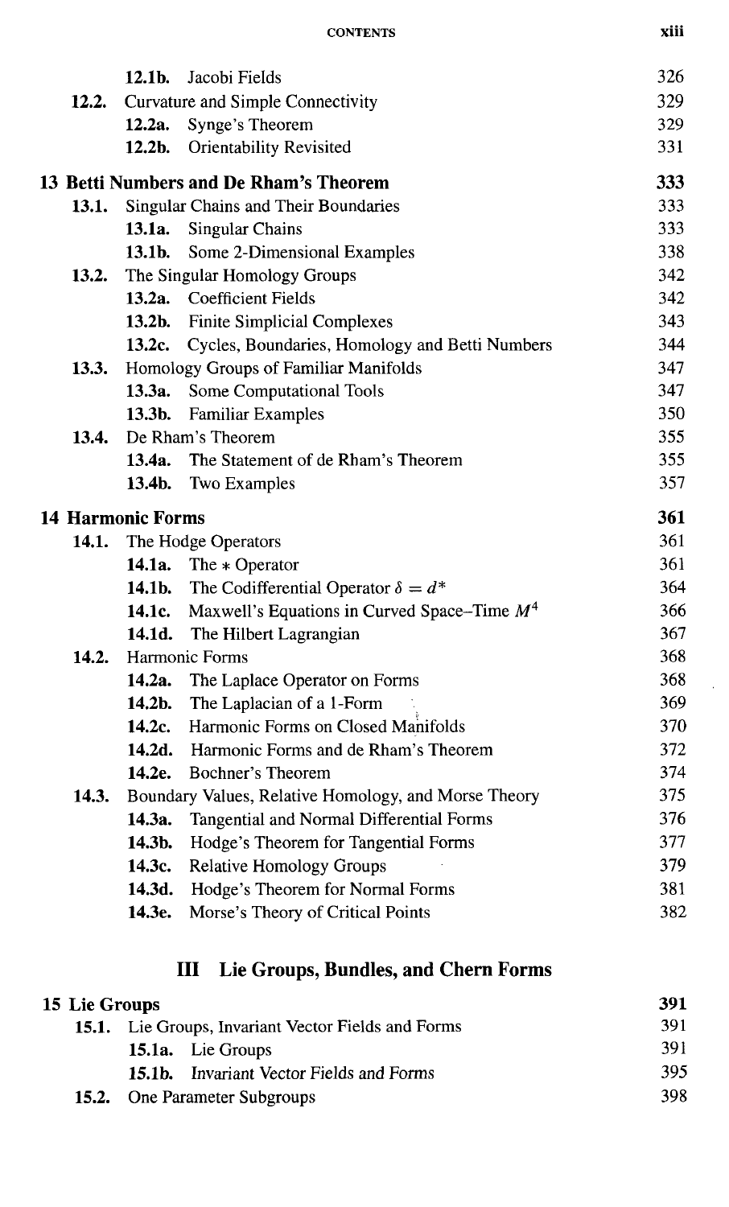| | | |
|---|---|---|
| | **12.1b.** Jacobi Fields | 326 |
| **12.2.** | Curvature and Simple Connectivity | 329 |
| | **12.2a.** Synge's Theorem | 329 |
| | **12.2b.** Orientability Revisited | 331 |
| **13 Betti Numbers and De Rham's Theorem** | | **333** |
| **13.1.** | Singular Chains and Their Boundaries | 333 |
| | **13.1a.** Singular Chains | 333 |
| | **13.1b.** Some 2-Dimensional Examples | 338 |
| **13.2.** | The Singular Homology Groups | 342 |
| | **13.2a.** Coefficient Fields | 342 |
| | **13.2b.** Finite Simplicial Complexes | 343 |
| | **13.2c.** Cycles, Boundaries, Homology and Betti Numbers | 344 |
| **13.3.** | Homology Groups of Familiar Manifolds | 347 |
| | **13.3a.** Some Computational Tools | 347 |
| | **13.3b.** Familiar Examples | 350 |
| **13.4.** | De Rham's Theorem | 355 |
| | **13.4a.** The Statement of de Rham's Theorem | 355 |
| | **13.4b.** Two Examples | 357 |
| **14 Harmonic Forms** | | **361** |
| **14.1.** | The Hodge Operators | 361 |
| | **14.1a.** The $*$ Operator | 361 |
| | **14.1b.** The Codifferential Operator $\delta = d^*$ | 364 |
| | **14.1c.** Maxwell's Equations in Curved Space–Time $M^4$ | 366 |
| | **14.1d.** The Hilbert Lagrangian | 367 |
| **14.2.** | Harmonic Forms | 368 |
| | **14.2a.** The Laplace Operator on Forms | 368 |
| | **14.2b.** The Laplacian of a 1-Form | 369 |
| | **14.2c.** Harmonic Forms on Closed Manifolds | 370 |
| | **14.2d.** Harmonic Forms and de Rham's Theorem | 372 |
| | **14.2e.** Bochner's Theorem | 374 |
| **14.3.** | Boundary Values, Relative Homology, and Morse Theory | 375 |
| | **14.3a.** Tangential and Normal Differential Forms | 376 |
| | **14.3b.** Hodge's Theorem for Tangential Forms | 377 |
| | **14.3c.** Relative Homology Groups | 379 |
| | **14.3d.** Hodge's Theorem for Normal Forms | 381 |
| | **14.3e.** Morse's Theory of Critical Points | 382 |

## III Lie Groups, Bundles, and Chern Forms

| | | |
|---|---|---|
| **15 Lie Groups** | | **391** |
| **15.1.** | Lie Groups, Invariant Vector Fields and Forms | 391 |
| | **15.1a.** Lie Groups | 391 |
| | **15.1b.** Invariant Vector Fields and Forms | 395 |
| **15.2.** | One Parameter Subgroups | 398 |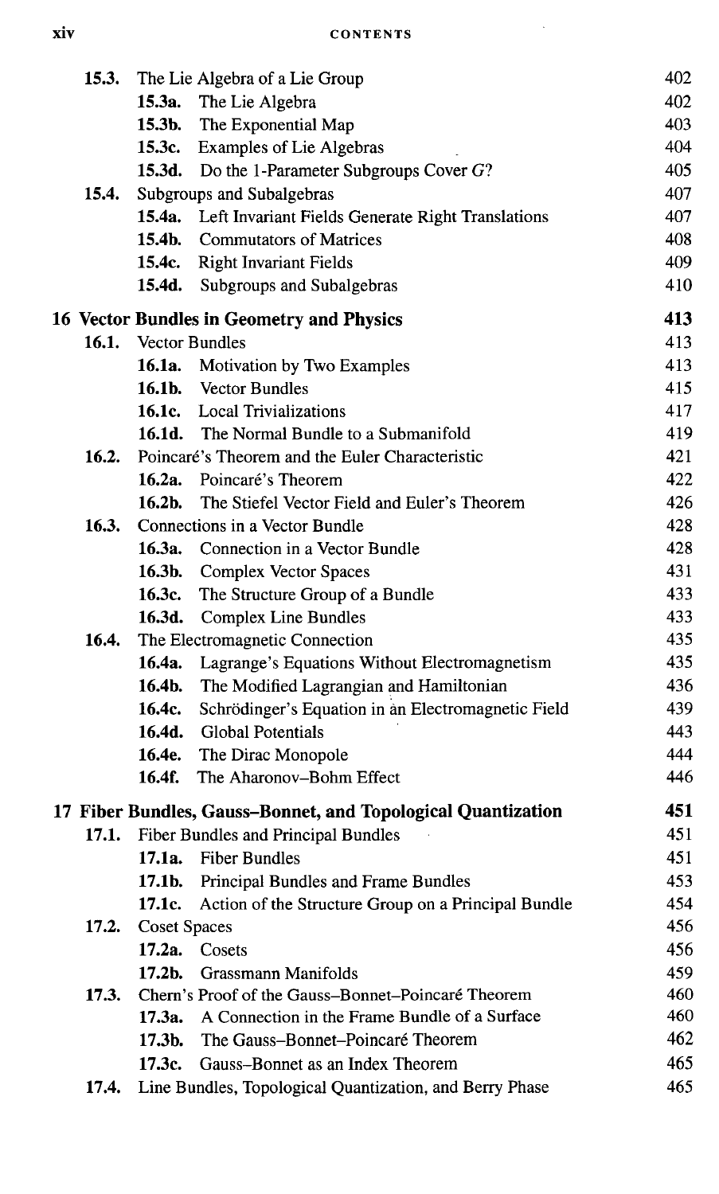| | | |
|---|---|---|
| **15.3.** | The Lie Algebra of a Lie Group | 402 |
| | **15.3a.** The Lie Algebra | 402 |
| | **15.3b.** The Exponential Map | 403 |
| | **15.3c.** Examples of Lie Algebras | 404 |
| | **15.3d.** Do the 1-Parameter Subgroups Cover $G$? | 405 |
| **15.4.** | Subgroups and Subalgebras | 407 |
| | **15.4a.** Left Invariant Fields Generate Right Translations | 407 |
| | **15.4b.** Commutators of Matrices | 408 |
| | **15.4c.** Right Invariant Fields | 409 |
| | **15.4d.** Subgroups and Subalgebras | 410 |
| **16 Vector Bundles in Geometry and Physics** | | **413** |
| **16.1.** | Vector Bundles | 413 |
| | **16.1a.** Motivation by Two Examples | 413 |
| | **16.1b.** Vector Bundles | 415 |
| | **16.1c.** Local Trivializations | 417 |
| | **16.1d.** The Normal Bundle to a Submanifold | 419 |
| **16.2.** | Poincaré's Theorem and the Euler Characteristic | 421 |
| | **16.2a.** Poincaré's Theorem | 422 |
| | **16.2b.** The Stiefel Vector Field and Euler's Theorem | 426 |
| **16.3.** | Connections in a Vector Bundle | 428 |
| | **16.3a.** Connection in a Vector Bundle | 428 |
| | **16.3b.** Complex Vector Spaces | 431 |
| | **16.3c.** The Structure Group of a Bundle | 433 |
| | **16.3d.** Complex Line Bundles | 433 |
| **16.4.** | The Electromagnetic Connection | 435 |
| | **16.4a.** Lagrange's Equations Without Electromagnetism | 435 |
| | **16.4b.** The Modified Lagrangian and Hamiltonian | 436 |
| | **16.4c.** Schrödinger's Equation in an Electromagnetic Field | 439 |
| | **16.4d.** Global Potentials | 443 |
| | **16.4e.** The Dirac Monopole | 444 |
| | **16.4f.** The Aharonov–Bohm Effect | 446 |
| **17 Fiber Bundles, Gauss–Bonnet, and Topological Quantization** | | **451** |
| **17.1.** | Fiber Bundles and Principal Bundles | 451 |
| | **17.1a.** Fiber Bundles | 451 |
| | **17.1b.** Principal Bundles and Frame Bundles | 453 |
| | **17.1c.** Action of the Structure Group on a Principal Bundle | 454 |
| **17.2.** | Coset Spaces | 456 |
| | **17.2a.** Cosets | 456 |
| | **17.2b.** Grassmann Manifolds | 459 |
| **17.3.** | Chern's Proof of the Gauss–Bonnet–Poincaré Theorem | 460 |
| | **17.3a.** A Connection in the Frame Bundle of a Surface | 460 |
| | **17.3b.** The Gauss–Bonnet–Poincaré Theorem | 462 |
| | **17.3c.** Gauss–Bonnet as an Index Theorem | 465 |
| **17.4.** | Line Bundles, Topological Quantization, and Berry Phase | 465 |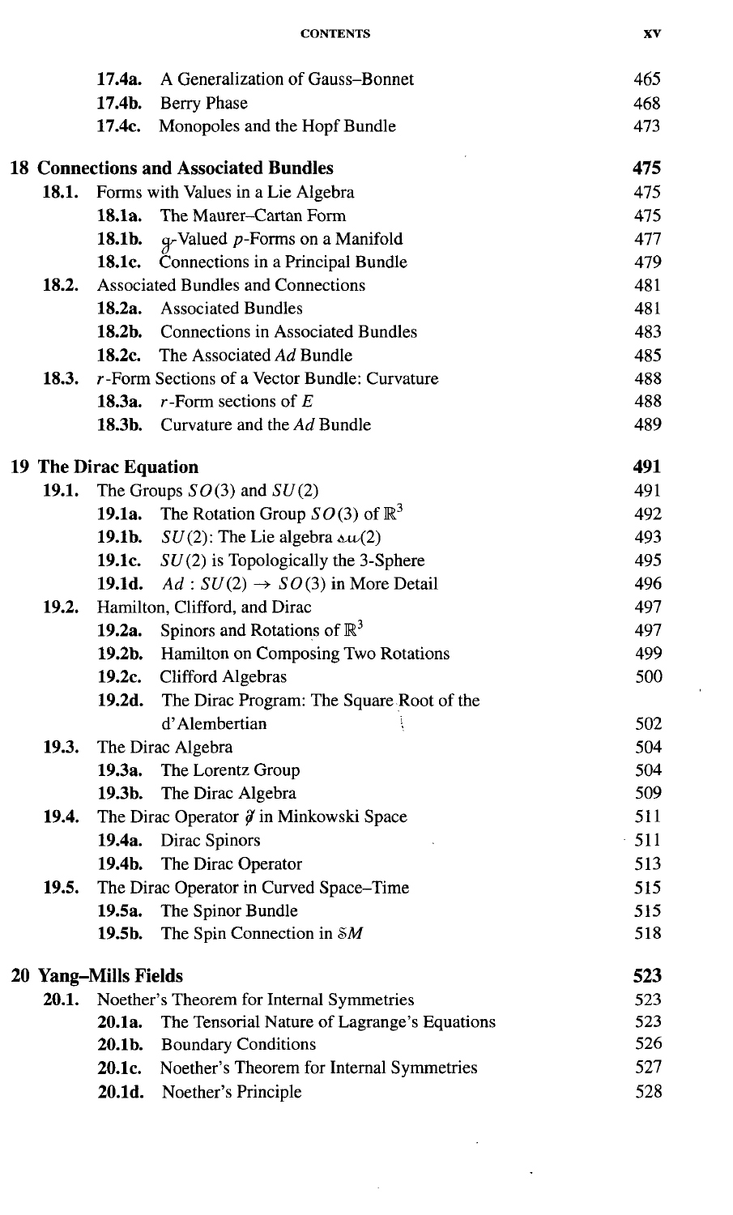| | | | |
|---|---|---|---|
| | **17.4a.** | A Generalization of Gauss–Bonnet | 465 |
| | **17.4b.** | Berry Phase | 468 |
| | **17.4c.** | Monopoles and the Hopf Bundle | 473 |
| **18 Connections and Associated Bundles** | | | **475** |
| **18.1.** | Forms with Values in a Lie Algebra | | 475 |
| | **18.1a.** | The Maurer–Cartan Form | 475 |
| | **18.1b.** | $\mathfrak{g}$-Valued $p$-Forms on a Manifold | 477 |
| | **18.1c.** | Connections in a Principal Bundle | 479 |
| **18.2.** | Associated Bundles and Connections | | 481 |
| | **18.2a.** | Associated Bundles | 481 |
| | **18.2b.** | Connections in Associated Bundles | 483 |
| | **18.2c.** | The Associated *Ad* Bundle | 485 |
| **18.3.** | $r$-Form Sections of a Vector Bundle: Curvature | | 488 |
| | **18.3a.** | $r$-Form sections of $E$ | 488 |
| | **18.3b.** | Curvature and the *Ad* Bundle | 489 |
| **19 The Dirac Equation** | | | **491** |
| **19.1.** | The Groups $SO(3)$ and $SU(2)$ | | 491 |
| | **19.1a.** | The Rotation Group $SO(3)$ of $\mathbb{R}^3$ | 492 |
| | **19.1b.** | $SU(2)$: The Lie algebra $\mathfrak{su}(2)$ | 493 |
| | **19.1c.** | $SU(2)$ is Topologically the 3-Sphere | 495 |
| | **19.1d.** | $Ad : SU(2) \to SO(3)$ in More Detail | 496 |
| **19.2.** | Hamilton, Clifford, and Dirac | | 497 |
| | **19.2a.** | Spinors and Rotations of $\mathbb{R}^3$ | 497 |
| | **19.2b.** | Hamilton on Composing Two Rotations | 499 |
| | **19.2c.** | Clifford Algebras | 500 |
| | **19.2d.** | The Dirac Program: The Square Root of the d'Alembertian | 502 |
| **19.3.** | The Dirac Algebra | | 504 |
| | **19.3a.** | The Lorentz Group | 504 |
| | **19.3b.** | The Dirac Algebra | 509 |
| **19.4.** | The Dirac Operator $\not{\partial}$ in Minkowski Space | | 511 |
| | **19.4a.** | Dirac Spinors | 511 |
| | **19.4b.** | The Dirac Operator | 513 |
| **19.5.** | The Dirac Operator in Curved Space–Time | | 515 |
| | **19.5a.** | The Spinor Bundle | 515 |
| | **19.5b.** | The Spin Connection in $\mathbb{S}M$ | 518 |
| **20 Yang–Mills Fields** | | | **523** |
| **20.1.** | Noether's Theorem for Internal Symmetries | | 523 |
| | **20.1a.** | The Tensorial Nature of Lagrange's Equations | 523 |
| | **20.1b.** | Boundary Conditions | 526 |
| | **20.1c.** | Noether's Theorem for Internal Symmetries | 527 |
| | **20.1d.** | Noether's Principle | 528 |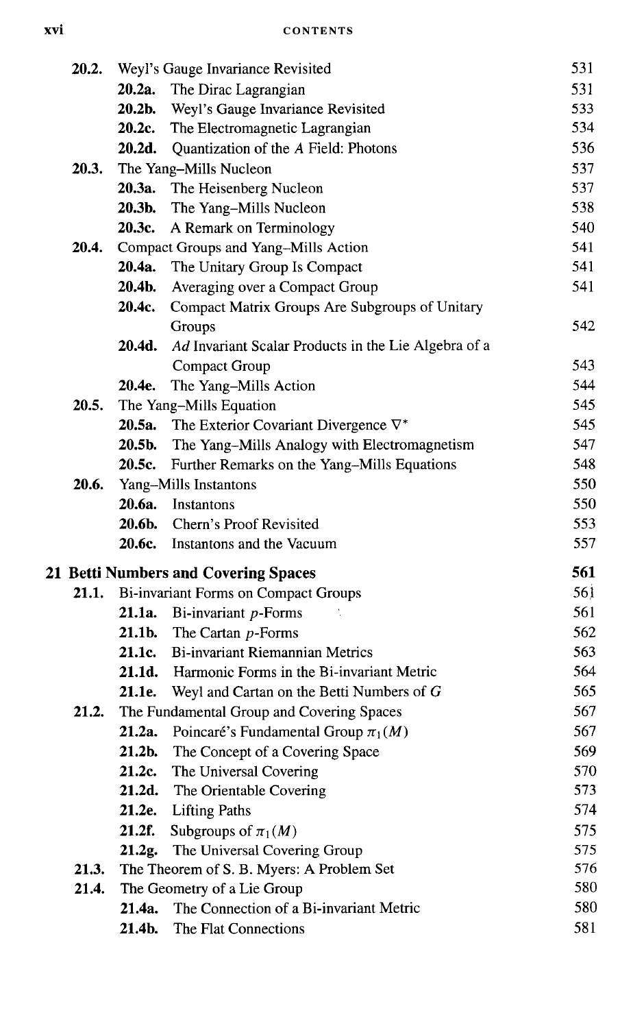| | | | |
|---|---|---|---|
| **20.2.** | Weyl's Gauge Invariance Revisited | | 531 |
| | **20.2a.** | The Dirac Lagrangian | 531 |
| | **20.2b.** | Weyl's Gauge Invariance Revisited | 533 |
| | **20.2c.** | The Electromagnetic Lagrangian | 534 |
| | **20.2d.** | Quantization of the $A$ Field: Photons | 536 |
| **20.3.** | The Yang–Mills Nucleon | | 537 |
| | **20.3a.** | The Heisenberg Nucleon | 537 |
| | **20.3b.** | The Yang–Mills Nucleon | 538 |
| | **20.3c.** | A Remark on Terminology | 540 |
| **20.4.** | Compact Groups and Yang–Mills Action | | 541 |
| | **20.4a.** | The Unitary Group Is Compact | 541 |
| | **20.4b.** | Averaging over a Compact Group | 541 |
| | **20.4c.** | Compact Matrix Groups Are Subgroups of Unitary Groups | 542 |
| | **20.4d.** | *Ad* Invariant Scalar Products in the Lie Algebra of a Compact Group | 543 |
| | **20.4e.** | The Yang–Mills Action | 544 |
| **20.5.** | The Yang–Mills Equation | | 545 |
| | **20.5a.** | The Exterior Covariant Divergence $\nabla^*$ | 545 |
| | **20.5b.** | The Yang–Mills Analogy with Electromagnetism | 547 |
| | **20.5c.** | Further Remarks on the Yang–Mills Equations | 548 |
| **20.6.** | Yang–Mills Instantons | | 550 |
| | **20.6a.** | Instantons | 550 |
| | **20.6b.** | Chern's Proof Revisited | 553 |
| | **20.6c.** | Instantons and the Vacuum | 557 |

## 21 Betti Numbers and Covering Spaces — 561

| | | | |
|---|---|---|---|
| **21.1.** | Bi-invariant Forms on Compact Groups | | 561 |
| | **21.1a.** | Bi-invariant $p$-Forms | 561 |
| | **21.1b.** | The Cartan $p$-Forms | 562 |
| | **21.1c.** | Bi-invariant Riemannian Metrics | 563 |
| | **21.1d.** | Harmonic Forms in the Bi-invariant Metric | 564 |
| | **21.1e.** | Weyl and Cartan on the Betti Numbers of $G$ | 565 |
| **21.2.** | The Fundamental Group and Covering Spaces | | 567 |
| | **21.2a.** | Poincaré's Fundamental Group $\pi_1(M)$ | 567 |
| | **21.2b.** | The Concept of a Covering Space | 569 |
| | **21.2c.** | The Universal Covering | 570 |
| | **21.2d.** | The Orientable Covering | 573 |
| | **21.2e.** | Lifting Paths | 574 |
| | **21.2f.** | Subgroups of $\pi_1(M)$ | 575 |
| | **21.2g.** | The Universal Covering Group | 575 |
| **21.3.** | The Theorem of S. B. Myers: A Problem Set | | 576 |
| **21.4.** | The Geometry of a Lie Group | | 580 |
| | **21.4a.** | The Connection of a Bi-invariant Metric | 580 |
| | **21.4b.** | The Flat Connections | 581 |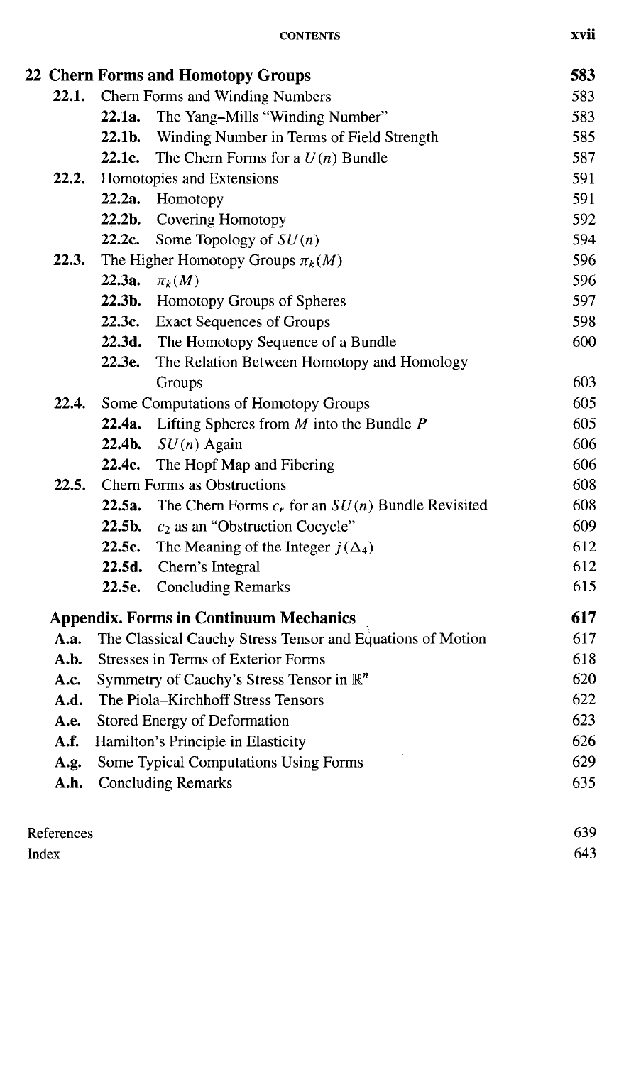## 22 Chern Forms and Homotopy Groups — 583

- **22.1.** Chern Forms and Winding Numbers — 583
  - **22.1a.** The Yang–Mills "Winding Number" — 583
  - **22.1b.** Winding Number in Terms of Field Strength — 585
  - **22.1c.** The Chern Forms for a $U(n)$ Bundle — 587
- **22.2.** Homotopies and Extensions — 591
  - **22.2a.** Homotopy — 591
  - **22.2b.** Covering Homotopy — 592
  - **22.2c.** Some Topology of $SU(n)$ — 594
- **22.3.** The Higher Homotopy Groups $\pi_k(M)$ — 596
  - **22.3a.** $\pi_k(M)$ — 596
  - **22.3b.** Homotopy Groups of Spheres — 597
  - **22.3c.** Exact Sequences of Groups — 598
  - **22.3d.** The Homotopy Sequence of a Bundle — 600
  - **22.3e.** The Relation Between Homotopy and Homology Groups — 603
- **22.4.** Some Computations of Homotopy Groups — 605
  - **22.4a.** Lifting Spheres from $M$ into the Bundle $P$ — 605
  - **22.4b.** $SU(n)$ Again — 606
  - **22.4c.** The Hopf Map and Fibering — 606
- **22.5.** Chern Forms as Obstructions — 608
  - **22.5a.** The Chern Forms $c_r$ for an $SU(n)$ Bundle Revisited — 608
  - **22.5b.** $c_2$ as an "Obstruction Cocycle" — 609
  - **22.5c.** The Meaning of the Integer $j(\Delta_4)$ — 612
  - **22.5d.** Chern's Integral — 612
  - **22.5e.** Concluding Remarks — 615

## Appendix. Forms in Continuum Mechanics — 617

- **A.a.** The Classical Cauchy Stress Tensor and Equations of Motion — 617
- **A.b.** Stresses in Terms of Exterior Forms — 618
- **A.c.** Symmetry of Cauchy's Stress Tensor in $\mathbb{R}^n$ — 620
- **A.d.** The Piola–Kirchhoff Stress Tensors — 622
- **A.e.** Stored Energy of Deformation — 623
- **A.f.** Hamilton's Principle in Elasticity — 626
- **A.g.** Some Typical Computations Using Forms — 629
- **A.h.** Concluding Remarks — 635

References — 639

Index — 643